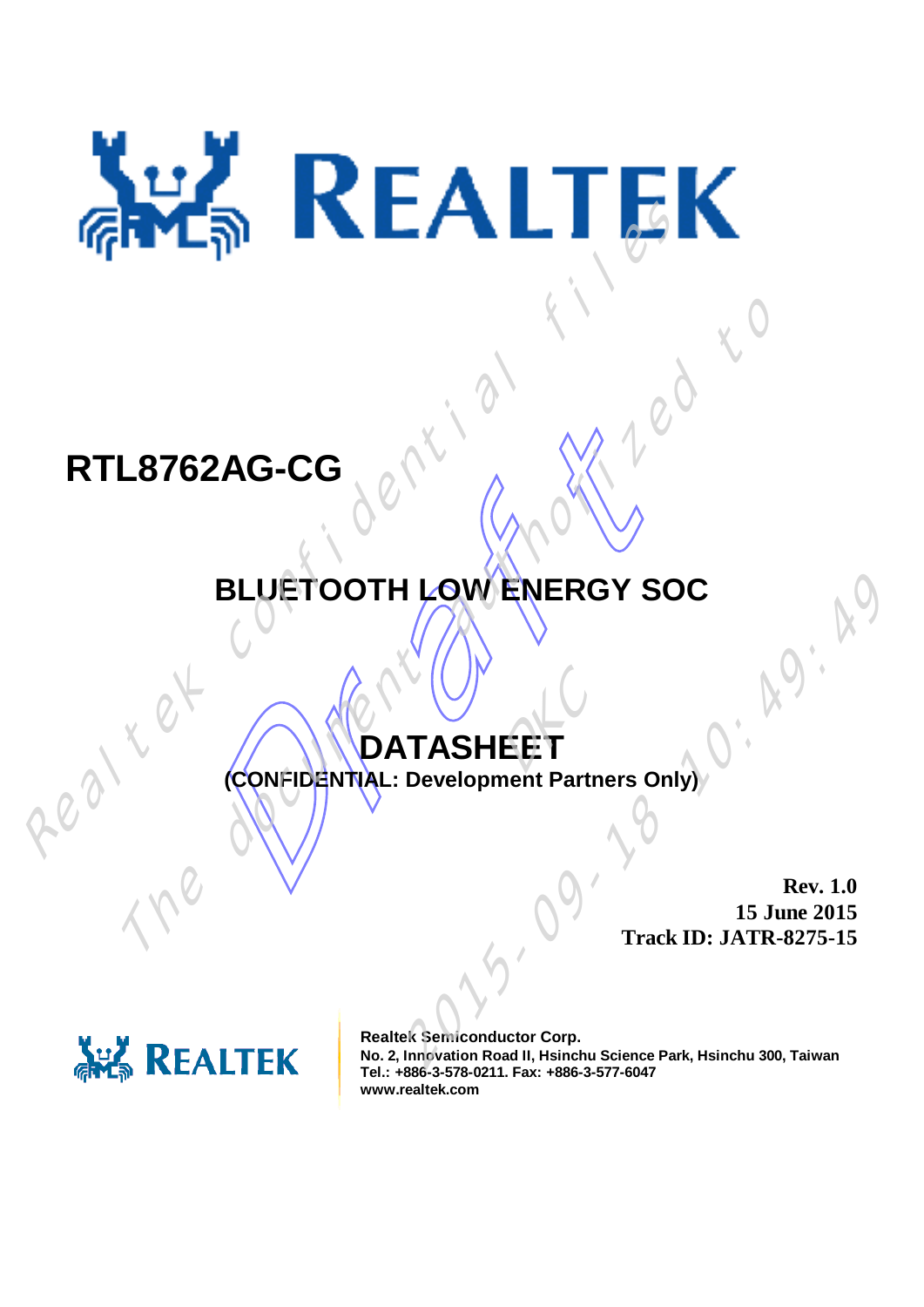# RTL8762AG-CG

## BLUETOOTH LOW ENERGY SOC

## DATASHEET

**(CONFIDENTIAL: Development Partners Only)**

**Rev. 1.0**
**15 June 2015**
**Track ID: JATR-8275-15**

**Realtek Semiconductor Corp.**
**No. 2, Innovation Road II, Hsinchu Science Park, Hsinchu 300, Taiwan**
**Tel.: +886-3-578-0211. Fax: +886-3-577-6047**
**www.realtek.com**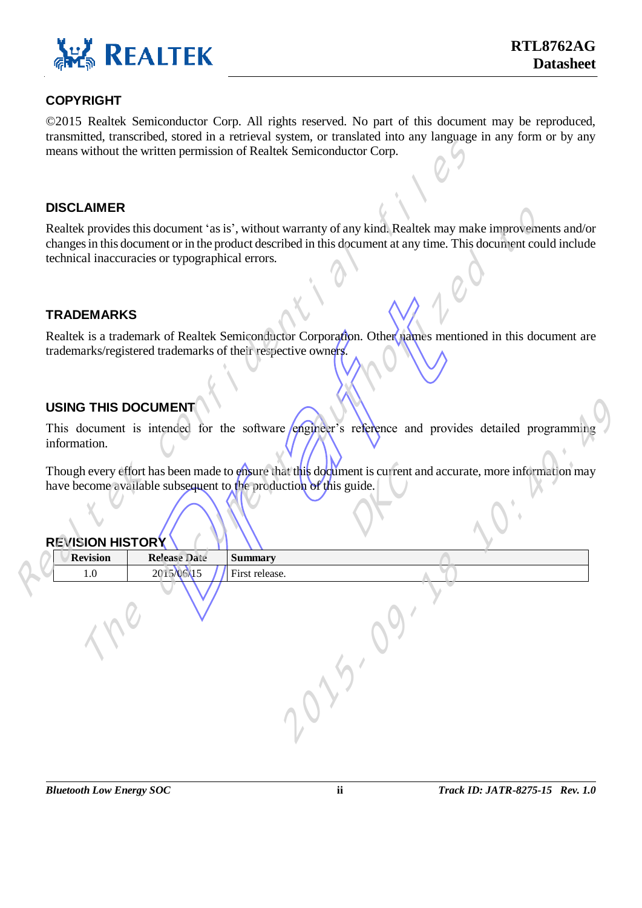## COPYRIGHT

©2015 Realtek Semiconductor Corp. All rights reserved. No part of this document may be reproduced, transmitted, transcribed, stored in a retrieval system, or translated into any language in any form or by any means without the written permission of Realtek Semiconductor Corp.

## DISCLAIMER

Realtek provides this document 'as is', without warranty of any kind. Realtek may make improvements and/or changes in this document or in the product described in this document at any time. This document could include technical inaccuracies or typographical errors.

## TRADEMARKS

Realtek is a trademark of Realtek Semiconductor Corporation. Other names mentioned in this document are trademarks/registered trademarks of their respective owners.

## USING THIS DOCUMENT

This document is intended for the software engineer's reference and provides detailed programming information.

Though every effort has been made to ensure that this document is current and accurate, more information may have become available subsequent to the production of this guide.

## REVISION HISTORY

| Revision | Release Date | Summary |
|---|---|---|
| 1.0 | 2015/06/15 | First release. |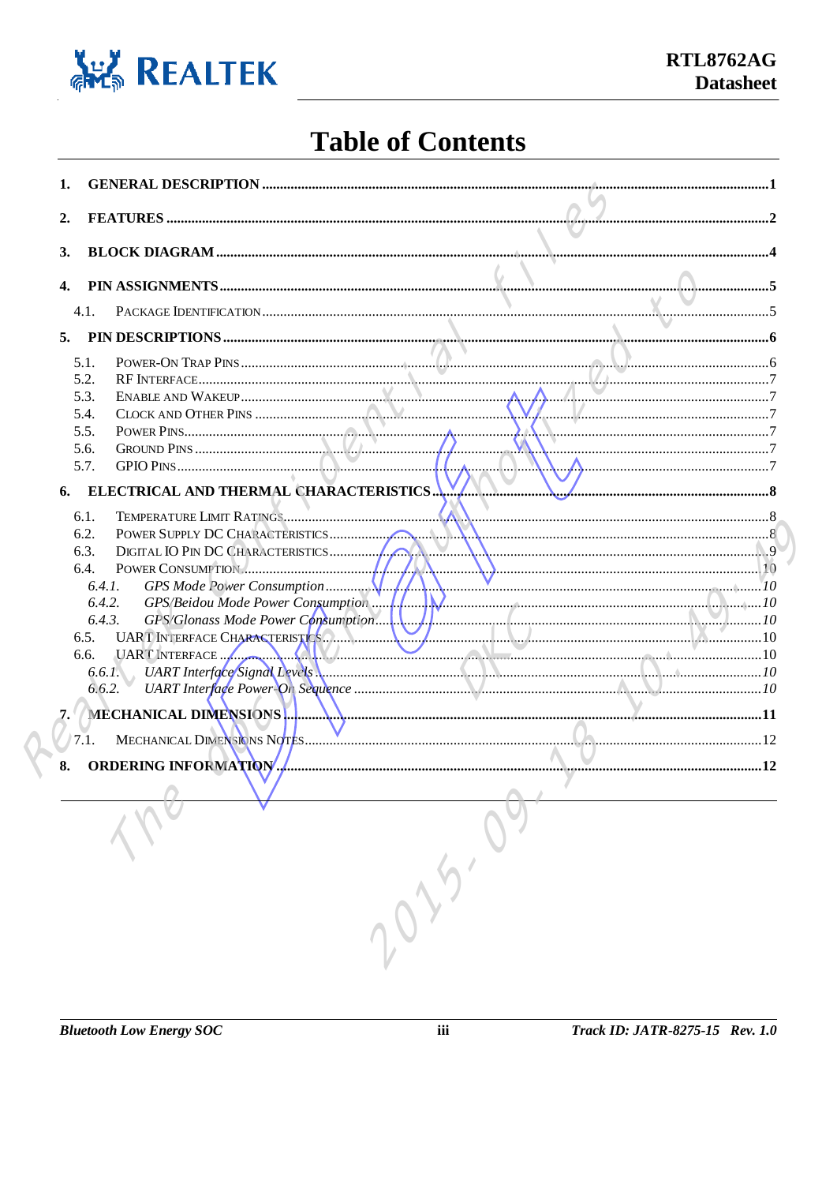# Table of Contents

1. **GENERAL DESCRIPTION** ........ 1
2. **FEATURES** ........ 2
3. **BLOCK DIAGRAM** ........ 4
4. **PIN ASSIGNMENTS** ........ 5
   - 4.1. PACKAGE IDENTIFICATION ........ 5
5. **PIN DESCRIPTIONS** ........ 6
   - 5.1. POWER-ON TRAP PINS ........ 6
   - 5.2. RF INTERFACE ........ 7
   - 5.3. ENABLE AND WAKEUP ........ 7
   - 5.4. CLOCK AND OTHER PINS ........ 7
   - 5.5. POWER PINS ........ 7
   - 5.6. GROUND PINS ........ 7
   - 5.7. GPIO PINS ........ 7
6. **ELECTRICAL AND THERMAL CHARACTERISTICS** ........ 8
   - 6.1. TEMPERATURE LIMIT RATINGS ........ 8
   - 6.2. POWER SUPPLY DC CHARACTERISTICS ........ 8
   - 6.3. DIGITAL IO PIN DC CHARACTERISTICS ........ 9
   - 6.4. POWER CONSUMPTION ........ 10
     - *6.4.1. GPS Mode Power Consumption* ........ 10
     - *6.4.2. GPS/Beidou Mode Power Consumption* ........ 10
     - *6.4.3. GPS/Glonass Mode Power Consumption* ........ 10
   - 6.5. UART INTERFACE CHARACTERISTICS ........ 10
   - 6.6. UART INTERFACE ........ 10
     - *6.6.1. UART Interface Signal Levels* ........ 10
     - *6.6.2. UART Interface Power-On Sequence* ........ 10
7. **MECHANICAL DIMENSIONS** ........ 11
   - 7.1. MECHANICAL DIMENSIONS NOTES ........ 12
8. **ORDERING INFORMATION** ........ 12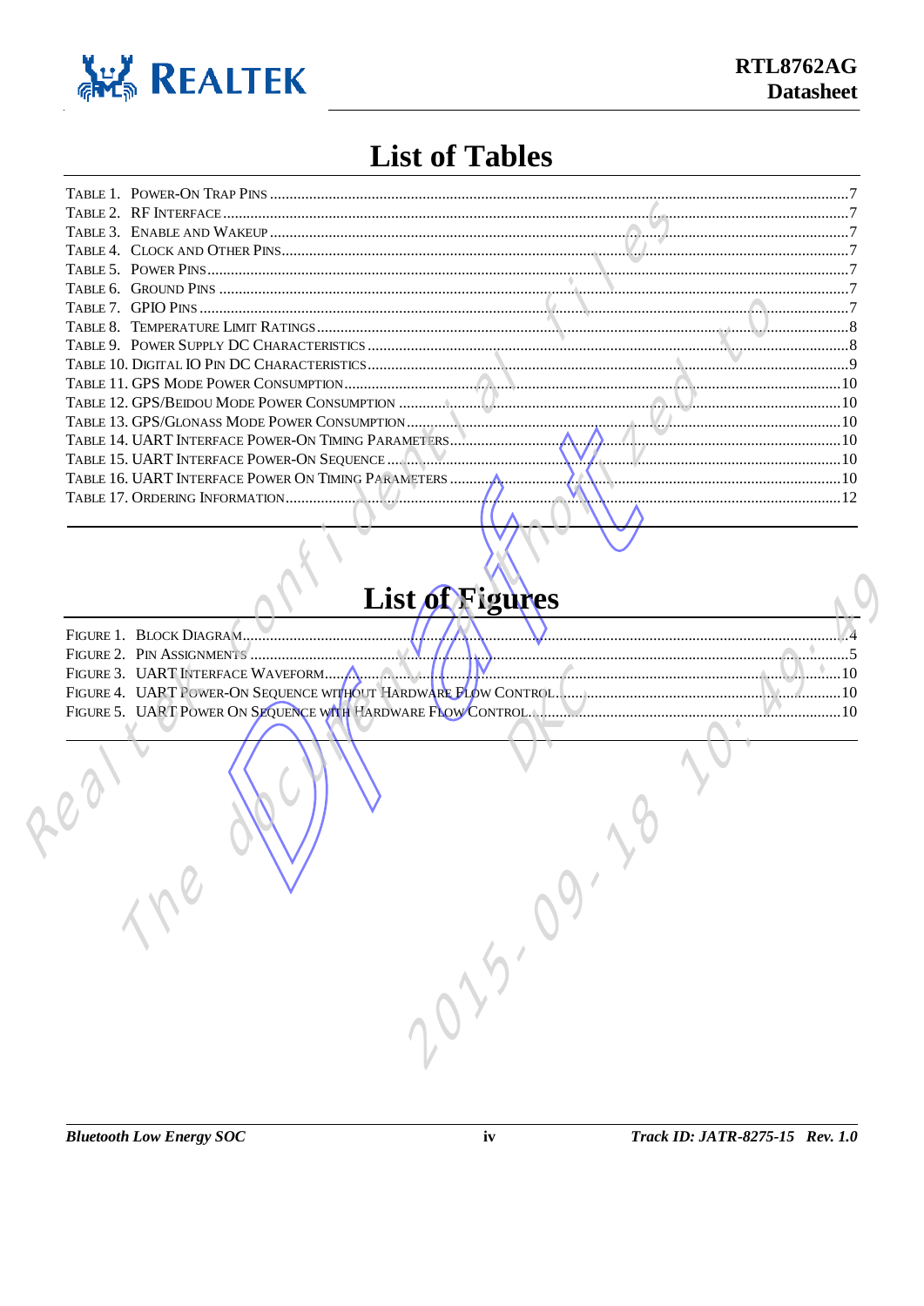# List of Tables

TABLE 1. POWER-ON TRAP PINS .....7
TABLE 2. RF INTERFACE .....7
TABLE 3. ENABLE AND WAKEUP .....7
TABLE 4. CLOCK AND OTHER PINS .....7
TABLE 5. POWER PINS .....7
TABLE 6. GROUND PINS .....7
TABLE 7. GPIO PINS .....7
TABLE 8. TEMPERATURE LIMIT RATINGS .....8
TABLE 9. POWER SUPPLY DC CHARACTERISTICS .....8
TABLE 10. DIGITAL IO PIN DC CHARACTERISTICS .....9
TABLE 11. GPS MODE POWER CONSUMPTION .....10
TABLE 12. GPS/BEIDOU MODE POWER CONSUMPTION .....10
TABLE 13. GPS/GLONASS MODE POWER CONSUMPTION .....10
TABLE 14. UART INTERFACE POWER-ON TIMING PARAMETERS .....10
TABLE 15. UART INTERFACE POWER-ON SEQUENCE .....10
TABLE 16. UART INTERFACE POWER ON TIMING PARAMETERS .....10
TABLE 17. ORDERING INFORMATION .....12

# List of Figures

FIGURE 1. BLOCK DIAGRAM .....4
FIGURE 2. PIN ASSIGNMENTS .....5
FIGURE 3. UART INTERFACE WAVEFORM .....10
FIGURE 4. UART POWER-ON SEQUENCE WITHOUT HARDWARE FLOW CONTROL .....10
FIGURE 5. UART POWER ON SEQUENCE WITH HARDWARE FLOW CONTROL .....10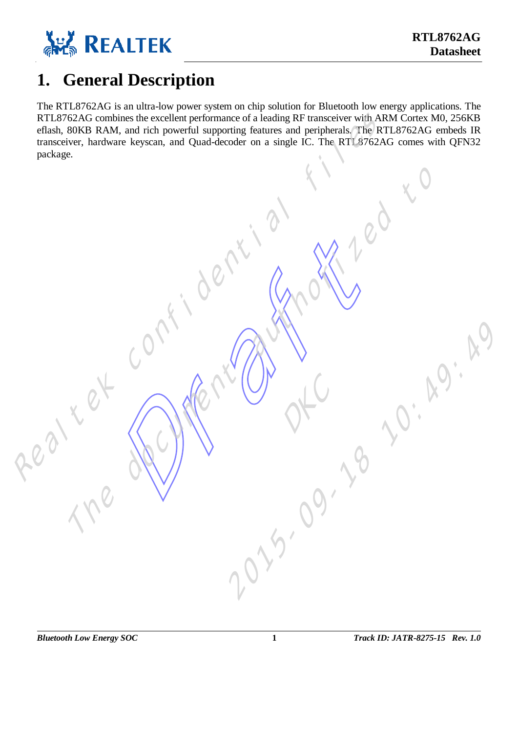# 1. General Description

The RTL8762AG is an ultra-low power system on chip solution for Bluetooth low energy applications. The RTL8762AG combines the excellent performance of a leading RF transceiver with ARM Cortex M0, 256KB eflash, 80KB RAM, and rich powerful supporting features and peripherals. The RTL8762AG embeds IR transceiver, hardware keyscan, and Quad-decoder on a single IC. The RTL8762AG comes with QFN32 package.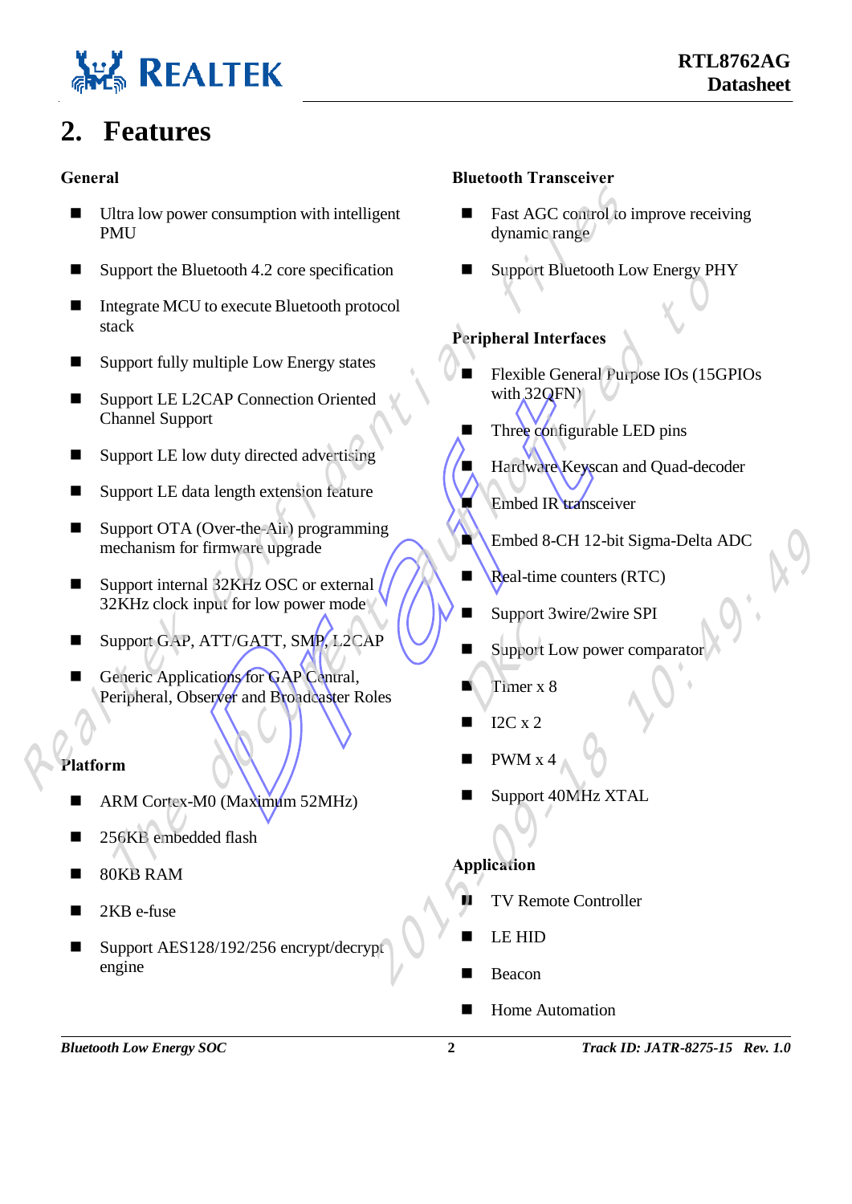# 2. Features

### General

- Ultra low power consumption with intelligent PMU
- Support the Bluetooth 4.2 core specification
- Integrate MCU to execute Bluetooth protocol stack
- Support fully multiple Low Energy states
- Support LE L2CAP Connection Oriented Channel Support
- Support LE low duty directed advertising
- Support LE data length extension feature
- Support OTA (Over-the-Air) programming mechanism for firmware upgrade
- Support internal 32KHz OSC or external 32KHz clock input for low power mode
- Support GAP, ATT/GATT, SMP, L2CAP
- Generic Applications for GAP Central, Peripheral, Observer and Broadcaster Roles

### Platform

- ARM Cortex-M0 (Maximum 52MHz)
- 256KB embedded flash
- 80KB RAM
- 2KB e-fuse
- Support AES128/192/256 encrypt/decrypt engine

### Bluetooth Transceiver

- Fast AGC control to improve receiving dynamic range
- Support Bluetooth Low Energy PHY

### Peripheral Interfaces

- Flexible General Purpose IOs (15GPIOs with 32QFN)
- Three configurable LED pins
- Hardware Keyscan and Quad-decoder
- Embed IR transceiver
- Embed 8-CH 12-bit Sigma-Delta ADC
- Real-time counters (RTC)
- Support 3wire/2wire SPI
- Support Low power comparator
- Timer x 8
- I2C x 2
- PWM x 4
- Support 40MHz XTAL

### Application

- TV Remote Controller
- LE HID
- Beacon
- Home Automation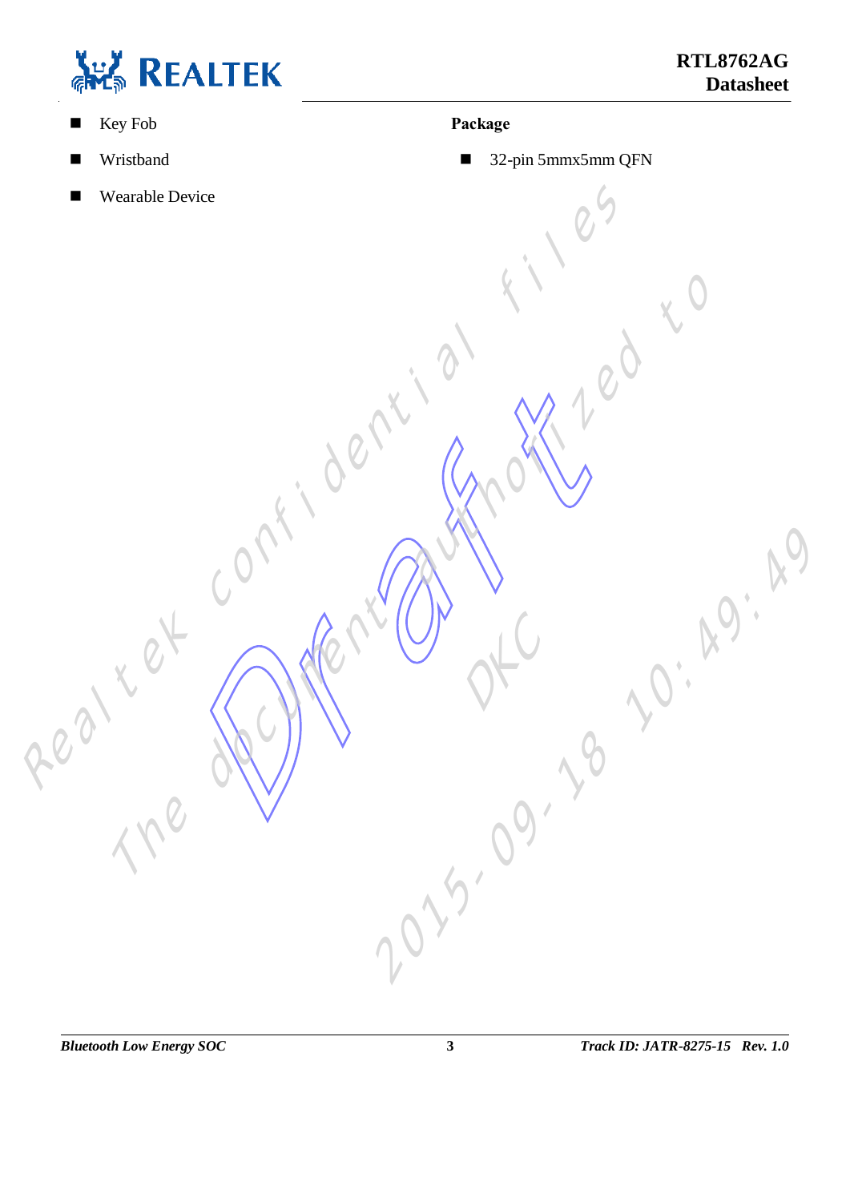- Key Fob
- Wristband
- Wearable Device

**Package**

- 32-pin 5mmx5mm QFN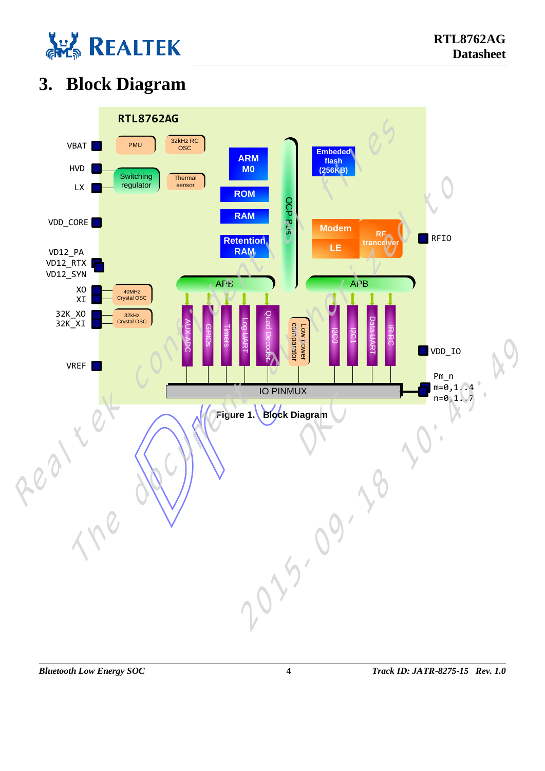# 3. Block Diagram

RTL8762AG

VBAT

HVD

LX

VDD_CORE

VD12_PA

VD12_RTX

VD12_SYN

XO

XI

32K_XO

32K_XI

VREF

PMU

32kHz RC OSC

Switching regulator

Thermal sensor

40MHz Crystal OSC

32kHz Crystal OSC

ARM M0

ROM

RAM

Retention RAM

OCP Bus

Embeded flash (256KB)

Modem

LE

RF tranceiver

RFIO

APB

APB

AUX ADC

GPIOs

Timers

Log UART

Quad Decoder

Low power comparator

I2C0

I2C1

Data UART

IR RC

VDD_IO

IO PINMUX

Pm_n
m=0,1..4
n=0,1..7

Figure 1. Block Diagram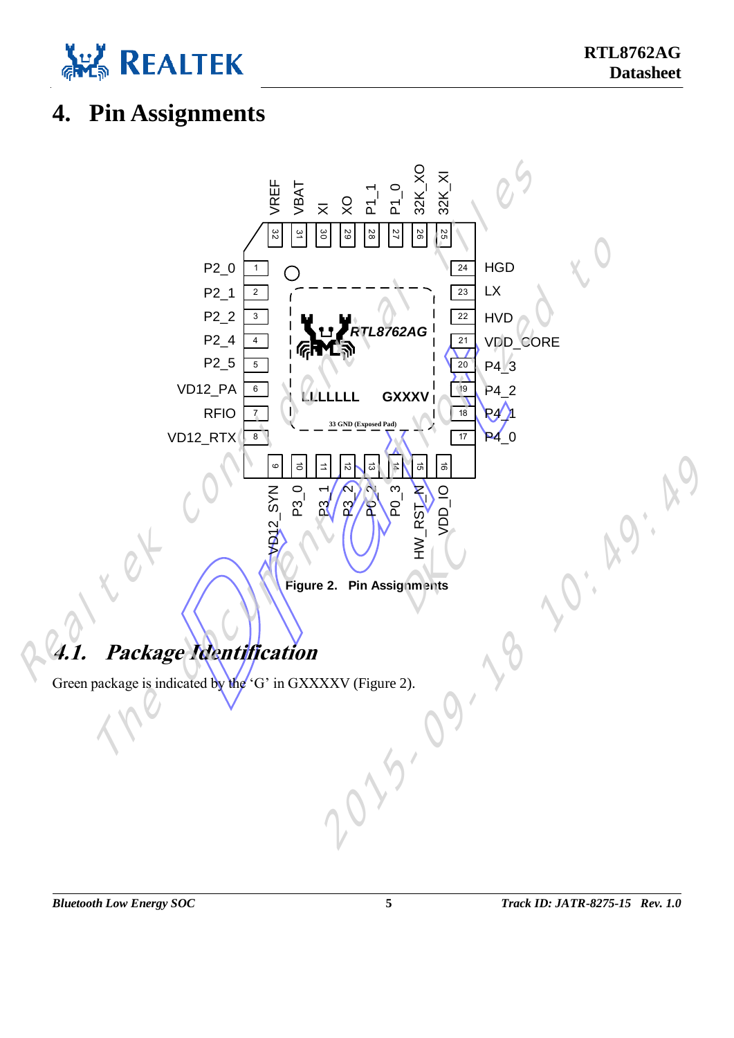# 4. Pin Assignments

Figure 2. Pin Assignments

## *4.1. Package Identification*

Green package is indicated by the 'G' in GXXXXV (Figure 2).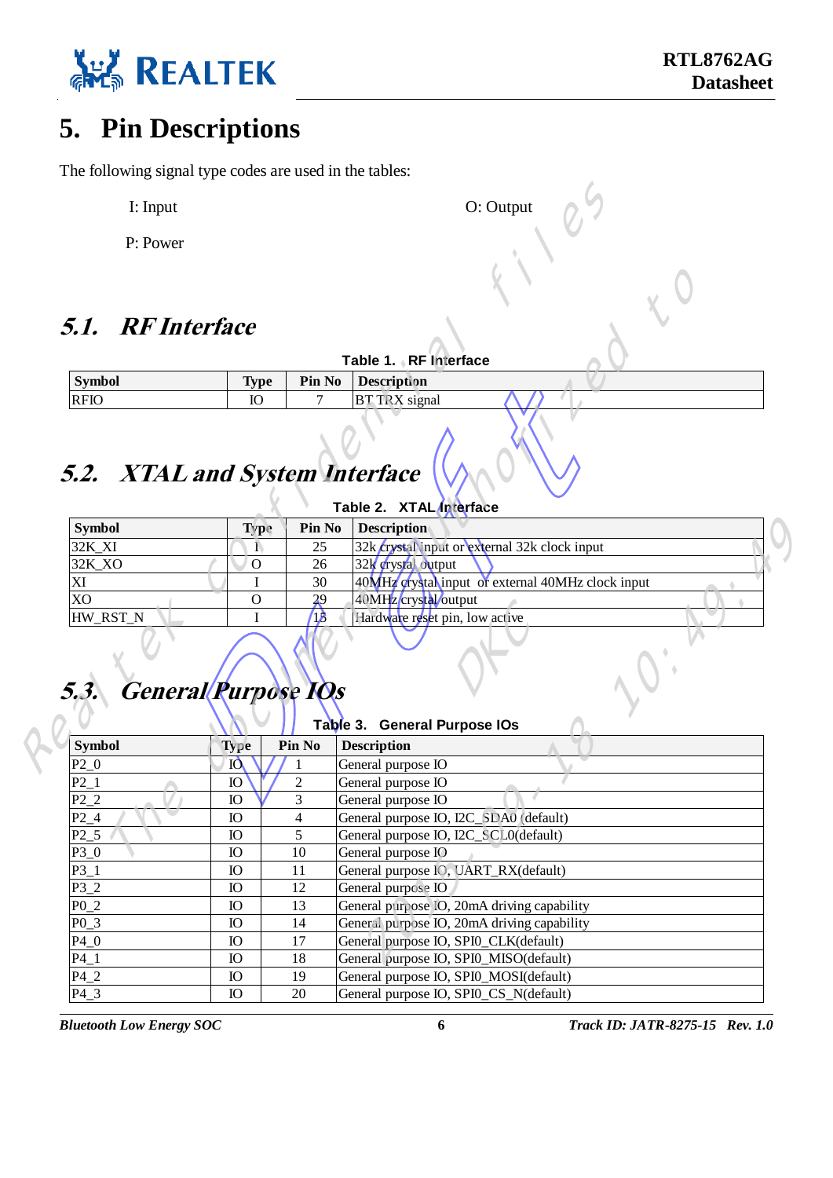# 5. Pin Descriptions

The following signal type codes are used in the tables:

I: Input　　　　　　　　　　O: Output

P: Power

## 5.1. RF Interface

**Table 1. RF Interface**

| Symbol | Type | Pin No | Description |
|---|---|---|---|
| RFIO | IO | 7 | BT TRX signal |

## 5.2. XTAL and System Interface

**Table 2. XTAL Interface**

| Symbol | Type | Pin No | Description |
|---|---|---|---|
| 32K_XI | I | 25 | 32k crystal input or external 32k clock input |
| 32K_XO | O | 26 | 32k crystal output |
| XI | I | 30 | 40MHz crystal input or external 40MHz clock input |
| XO | O | 29 | 40MHz crystal output |
| HW_RST_N | I | 15 | Hardware reset pin, low active |

## 5.3. General Purpose IOs

**Table 3. General Purpose IOs**

| Symbol | Type | Pin No | Description |
|---|---|---|---|
| P2_0 | IO | 1 | General purpose IO |
| P2_1 | IO | 2 | General purpose IO |
| P2_2 | IO | 3 | General purpose IO |
| P2_4 | IO | 4 | General purpose IO, I2C_SDA0 (default) |
| P2_5 | IO | 5 | General purpose IO, I2C_SCL0(default) |
| P3_0 | IO | 10 | General purpose IO |
| P3_1 | IO | 11 | General purpose IO, UART_RX(default) |
| P3_2 | IO | 12 | General purpose IO |
| P0_2 | IO | 13 | General purpose IO, 20mA driving capability |
| P0_3 | IO | 14 | General purpose IO, 20mA driving capability |
| P4_0 | IO | 17 | General purpose IO, SPI0_CLK(default) |
| P4_1 | IO | 18 | General purpose IO, SPI0_MISO(default) |
| P4_2 | IO | 19 | General purpose IO, SPI0_MOSI(default) |
| P4_3 | IO | 20 | General purpose IO, SPI0_CS_N(default) |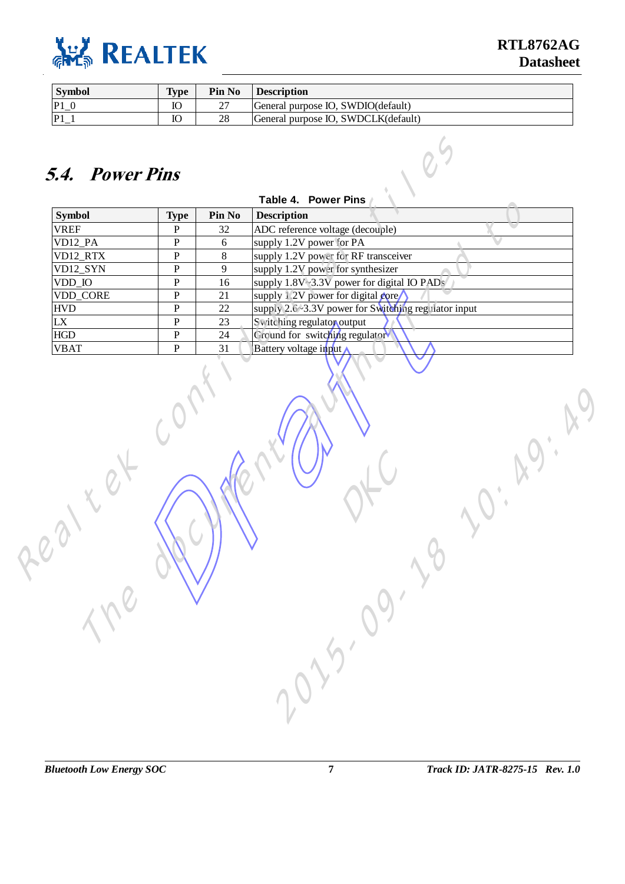| Symbol | Type | Pin No | Description |
|---|---|---|---|
| P1_0 | IO | 27 | General purpose IO, SWDIO(default) |
| P1_1 | IO | 28 | General purpose IO, SWDCLK(default) |

## 5.4. Power Pins

**Table 4. Power Pins**

| Symbol | Type | Pin No | Description |
|---|---|---|---|
| VREF | P | 32 | ADC reference voltage (decouple) |
| VD12_PA | P | 6 | supply 1.2V power for PA |
| VD12_RTX | P | 8 | supply 1.2V power for RF transceiver |
| VD12_SYN | P | 9 | supply 1.2V power for synthesizer |
| VDD_IO | P | 16 | supply 1.8V~3.3V power for digital IO PADs |
| VDD_CORE | P | 21 | supply 1.2V power for digital core |
| HVD | P | 22 | supply 2.6~3.3V power for Switching regulator input |
| LX | P | 23 | Switching regulator output |
| HGD | P | 24 | Ground for switching regulator |
| VBAT | P | 31 | Battery voltage input |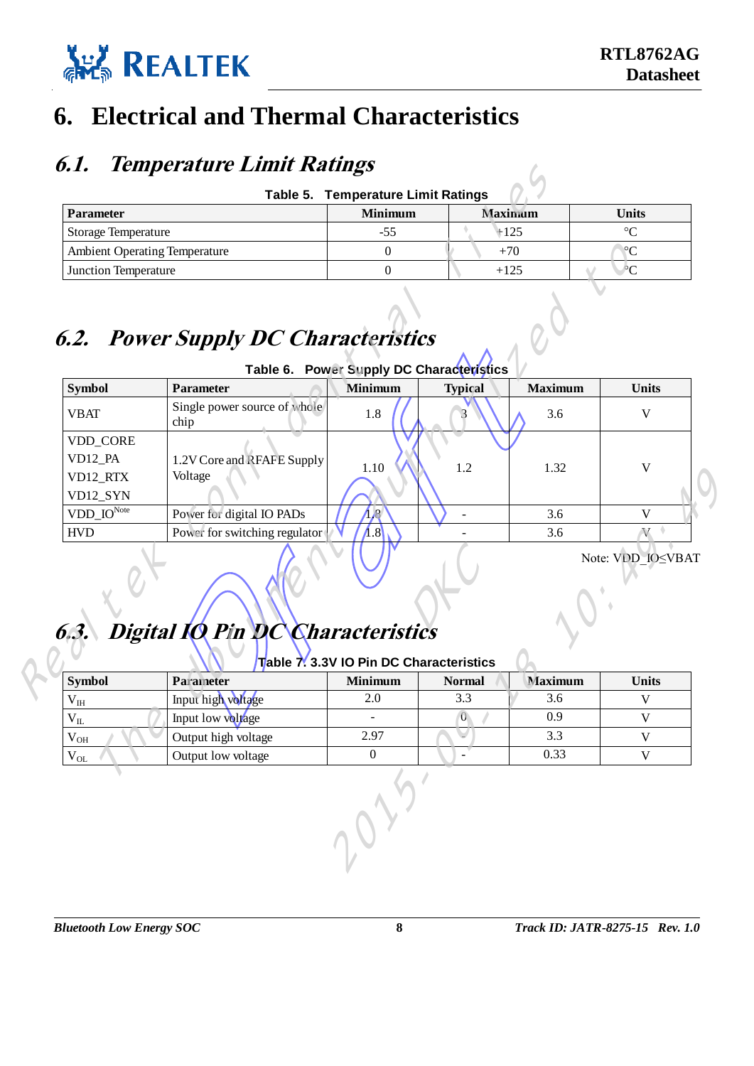# 6. Electrical and Thermal Characteristics

## *6.1. Temperature Limit Ratings*

**Table 5. Temperature Limit Ratings**

| Parameter | Minimum | Maximum | Units |
|---|---|---|---|
| Storage Temperature | -55 | +125 | °C |
| Ambient Operating Temperature | 0 | +70 | °C |
| Junction Temperature | 0 | +125 | °C |

## *6.2. Power Supply DC Characteristics*

**Table 6. Power Supply DC Characteristics**

| Symbol | Parameter | Minimum | Typical | Maximum | Units |
|---|---|---|---|---|---|
| VBAT | Single power source of whole chip | 1.8 | 3 | 3.6 | V |
| VDD_CORE<br>VD12_PA<br>VD12_RTX<br>VD12_SYN | 1.2V Core and RFAFE Supply Voltage | 1.10 | 1.2 | 1.32 | V |
| VDD_IO[Note] | Power for digital IO PADs | 1.8 | - | 3.6 | V |
| HVD | Power for switching regulator | 1.8 | - | 3.6 | V |

Note: VDD_IO≤VBAT

## *6.3. Digital IO Pin DC Characteristics*

**Table 7. 3.3V IO Pin DC Characteristics**

| Symbol | Parameter | Minimum | Normal | Maximum | Units |
|---|---|---|---|---|---|
| $V_{IH}$ | Input high voltage | 2.0 | 3.3 | 3.6 | V |
| $V_{IL}$ | Input low voltage | - | 0 | 0.9 | V |
| $V_{OH}$ | Output high voltage | 2.97 | - | 3.3 | V |
| $V_{OL}$ | Output low voltage | 0 | - | 0.33 | V |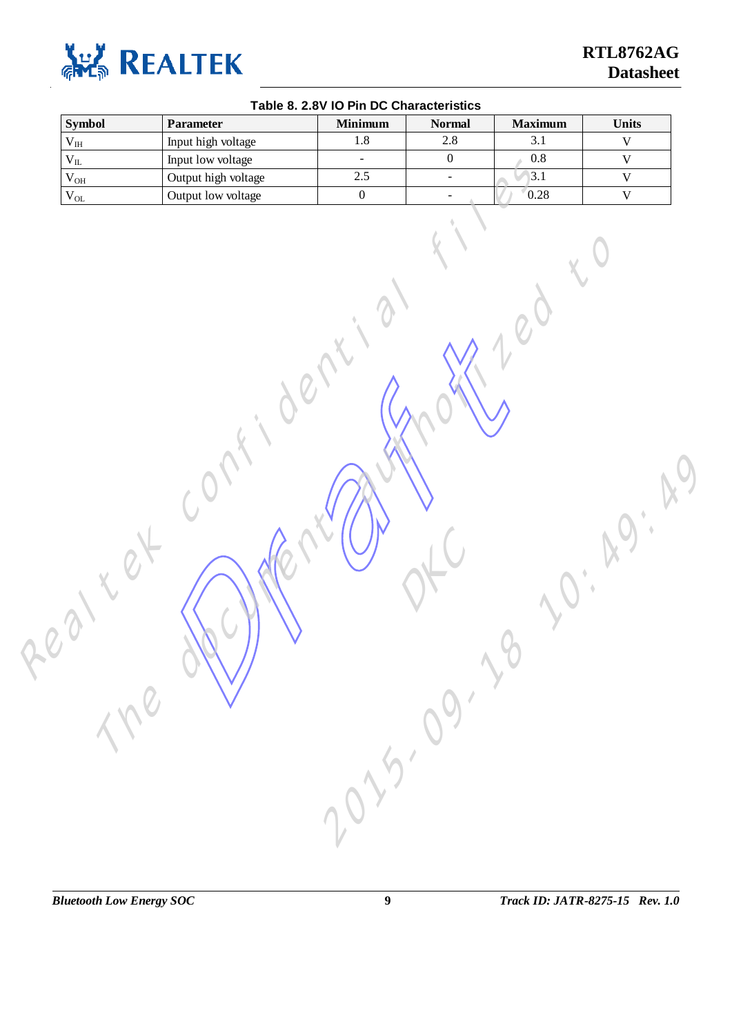**Table 8. 2.8V IO Pin DC Characteristics**

| Symbol | Parameter | Minimum | Normal | Maximum | Units |
|---|---|---|---|---|---|
| $V_{IH}$ | Input high voltage | 1.8 | 2.8 | 3.1 | V |
| $V_{IL}$ | Input low voltage | - | 0 | 0.8 | V |
| $V_{OH}$ | Output high voltage | 2.5 | - | 3.1 | V |
| $V_{OL}$ | Output low voltage | 0 | - | 0.28 | V |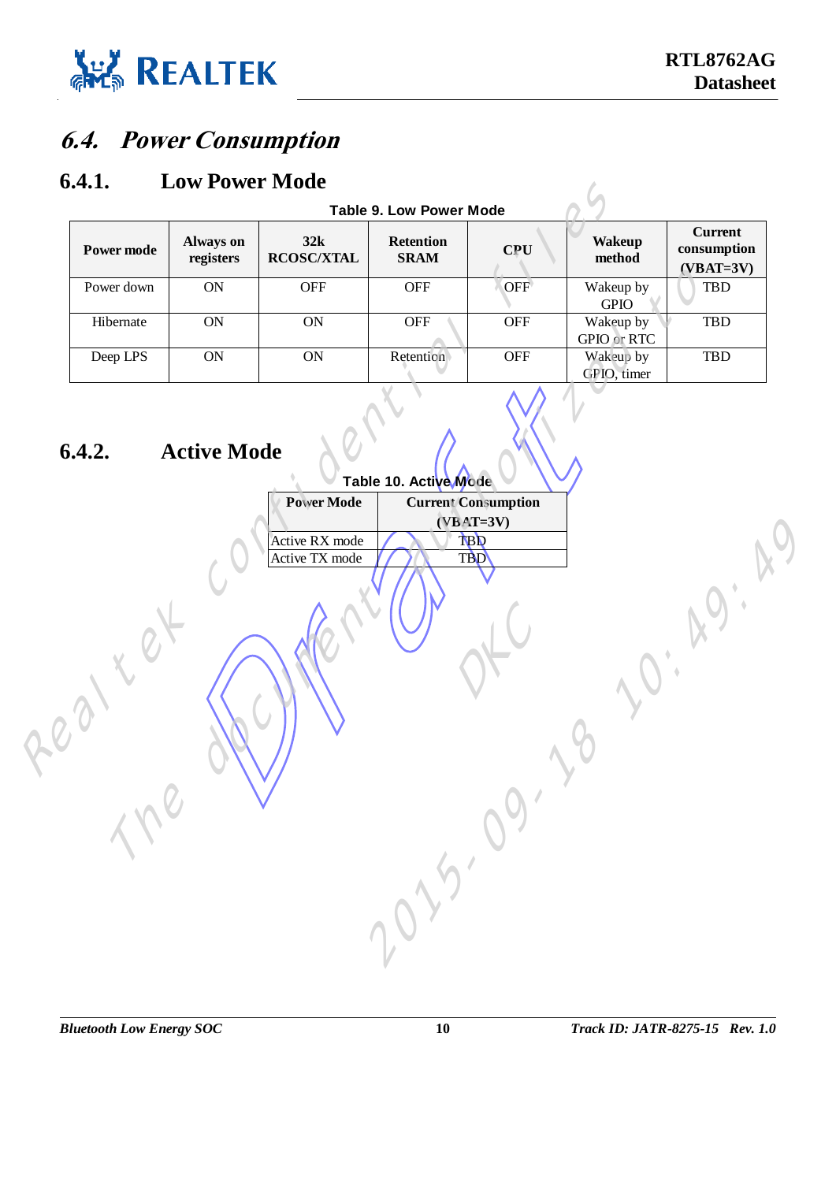## 6.4. Power Consumption

### 6.4.1. Low Power Mode

**Table 9. Low Power Mode**

| Power mode | Always on registers | 32k RCOSC/XTAL | Retention SRAM | CPU | Wakeup method | Current consumption (VBAT=3V) |
|---|---|---|---|---|---|---|
| Power down | ON | OFF | OFF | OFF | Wakeup by GPIO | TBD |
| Hibernate | ON | ON | OFF | OFF | Wakeup by GPIO or RTC | TBD |
| Deep LPS | ON | ON | Retention | OFF | Wakeup by GPIO, timer | TBD |

### 6.4.2. Active Mode

**Table 10. Active Mode**

| Power Mode | Current Consumption (VBAT=3V) |
|---|---|
| Active RX mode | TBD |
| Active TX mode | TBD |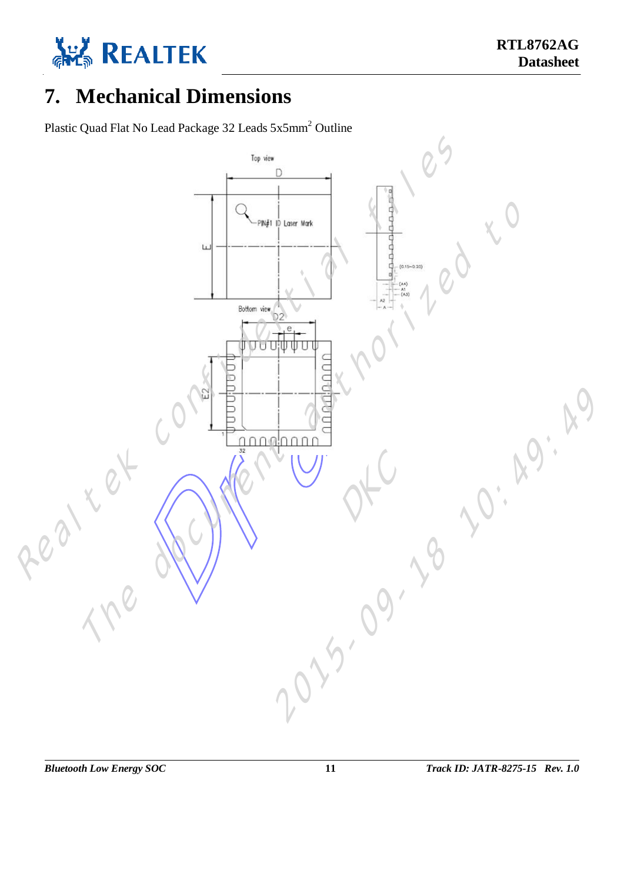# 7. Mechanical Dimensions

Plastic Quad Flat No Lead Package 32 Leads 5x5mm$^2$ Outline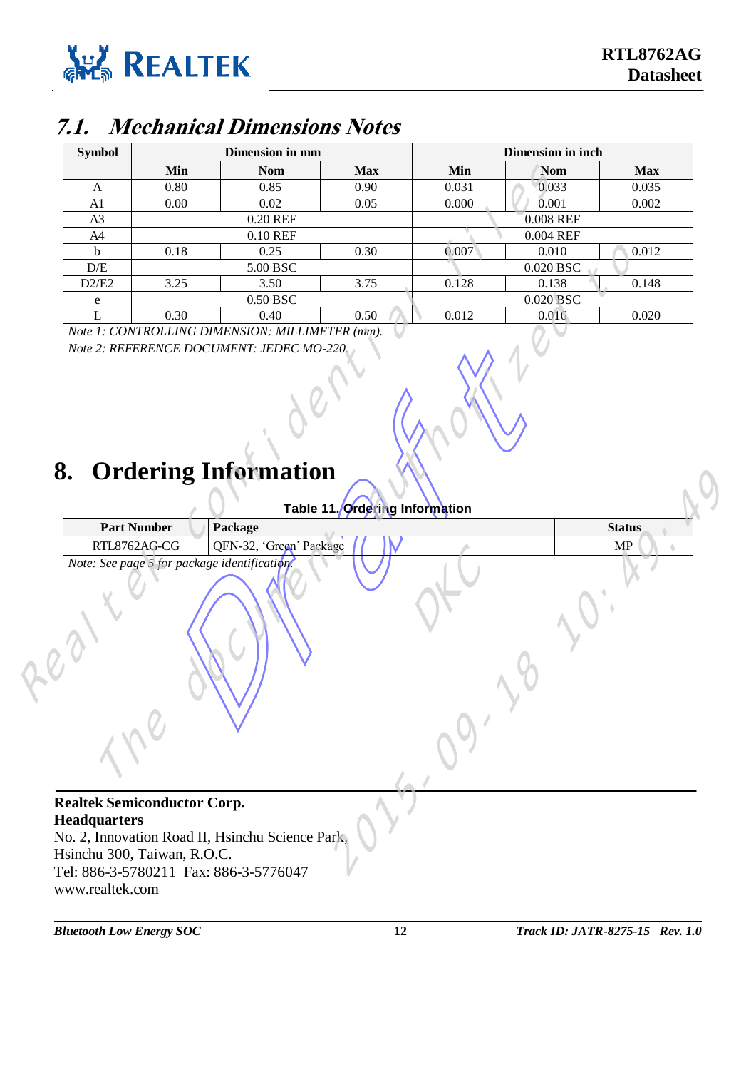## 7.1. Mechanical Dimensions Notes

| Symbol | Dimension in mm | | | Dimension in inch | | |
|---|---|---|---|---|---|---|
| | Min | Nom | Max | Min | Nom | Max |
| A | 0.80 | 0.85 | 0.90 | 0.031 | 0.033 | 0.035 |
| A1 | 0.00 | 0.02 | 0.05 | 0.000 | 0.001 | 0.002 |
| A3 | 0.20 REF | | | 0.008 REF | | |
| A4 | 0.10 REF | | | 0.004 REF | | |
| b | 0.18 | 0.25 | 0.30 | 0.007 | 0.010 | 0.012 |
| D/E | 5.00 BSC | | | 0.020 BSC | | |
| D2/E2 | 3.25 | 3.50 | 3.75 | 0.128 | 0.138 | 0.148 |
| e | 0.50 BSC | | | 0.020 BSC | | |
| L | 0.30 | 0.40 | 0.50 | 0.012 | 0.016 | 0.020 |

*Note 1: CONTROLLING DIMENSION: MILLIMETER (mm).*

*Note 2: REFERENCE DOCUMENT: JEDEC MO-220.*

# 8. Ordering Information

**Table 11. Ordering Information**

| Part Number | Package | Status |
|---|---|---|
| RTL8762AG-CG | QFN-32, 'Green' Package | MP |

*Note: See page 5 for package identification.*

**Realtek Semiconductor Corp.**
**Headquarters**
No. 2, Innovation Road II, Hsinchu Science Park,
Hsinchu 300, Taiwan, R.O.C.
Tel: 886-3-5780211 Fax: 886-3-5776047
www.realtek.com